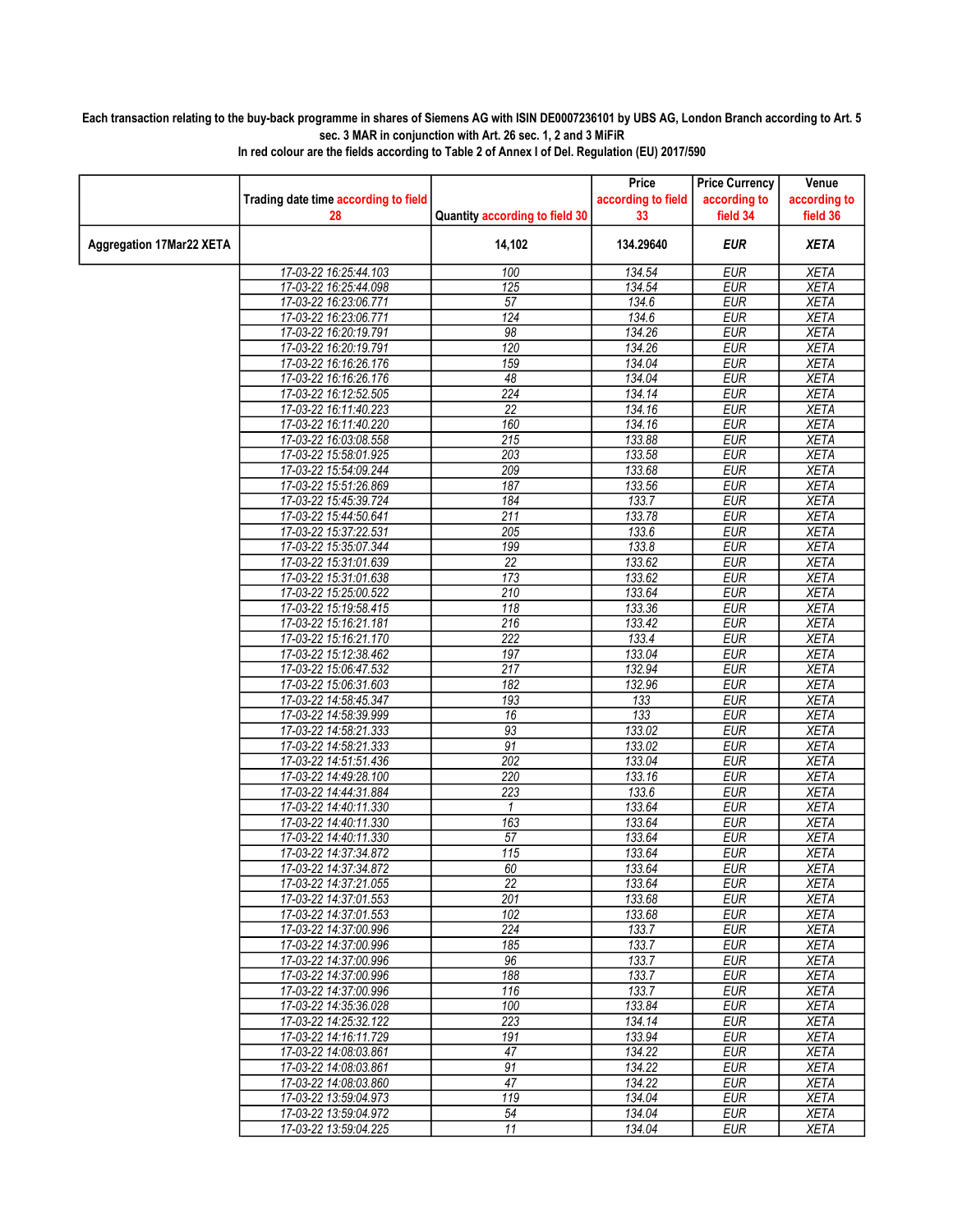**Each transaction relating to the buy-back programme in shares of Siemens AG with ISIN DE0007236101 by UBS AG, London Branch according to Art. 5 sec. 3 MAR in conjunction with Art. 26 sec. 1, 2 and 3 MiFiR**

**In red colour are the fields according to Table 2 of Annex I of Del. Regulation (EU) 2017/590**

| | Trading date time according to field 28 | Quantity according to field 30 | Price according to field 33 | Price Currency according to field 34 | Venue according to field 36 |
|---|---|---|---|---|---|
| **Aggregation 17Mar22 XETA** | | **14,102** | **134.29640** | ***EUR*** | ***XETA*** |
| | 17-03-22 16:25:44.103 | 100 | 134.54 | EUR | XETA |
| | 17-03-22 16:25:44.098 | 125 | 134.54 | EUR | XETA |
| | 17-03-22 16:23:06.771 | 57 | 134.6 | EUR | XETA |
| | 17-03-22 16:23:06.771 | 124 | 134.6 | EUR | XETA |
| | 17-03-22 16:20:19.791 | 98 | 134.26 | EUR | XETA |
| | 17-03-22 16:20:19.791 | 120 | 134.26 | EUR | XETA |
| | 17-03-22 16:16:26.176 | 159 | 134.04 | EUR | XETA |
| | 17-03-22 16:16:26.176 | 48 | 134.04 | EUR | XETA |
| | 17-03-22 16:12:52.505 | 224 | 134.14 | EUR | XETA |
| | 17-03-22 16:11:40.223 | 22 | 134.16 | EUR | XETA |
| | 17-03-22 16:11:40.220 | 160 | 134.16 | EUR | XETA |
| | 17-03-22 16:03:08.558 | 215 | 133.88 | EUR | XETA |
| | 17-03-22 15:58:01.925 | 203 | 133.58 | EUR | XETA |
| | 17-03-22 15:54:09.244 | 209 | 133.68 | EUR | XETA |
| | 17-03-22 15:51:26.869 | 187 | 133.56 | EUR | XETA |
| | 17-03-22 15:45:39.724 | 184 | 133.7 | EUR | XETA |
| | 17-03-22 15:44:50.641 | 211 | 133.78 | EUR | XETA |
| | 17-03-22 15:37:22.531 | 205 | 133.6 | EUR | XETA |
| | 17-03-22 15:35:07.344 | 199 | 133.8 | EUR | XETA |
| | 17-03-22 15:31:01.639 | 22 | 133.62 | EUR | XETA |
| | 17-03-22 15:31:01.638 | 173 | 133.62 | EUR | XETA |
| | 17-03-22 15:25:00.522 | 210 | 133.64 | EUR | XETA |
| | 17-03-22 15:19:58.415 | 118 | 133.36 | EUR | XETA |
| | 17-03-22 15:16:21.181 | 216 | 133.42 | EUR | XETA |
| | 17-03-22 15:16:21.170 | 222 | 133.4 | EUR | XETA |
| | 17-03-22 15:12:38.462 | 197 | 133.04 | EUR | XETA |
| | 17-03-22 15:06:47.532 | 217 | 132.94 | EUR | XETA |
| | 17-03-22 15:06:31.603 | 182 | 132.96 | EUR | XETA |
| | 17-03-22 14:58:45.347 | 193 | 133 | EUR | XETA |
| | 17-03-22 14:58:39.999 | 16 | 133 | EUR | XETA |
| | 17-03-22 14:58:21.333 | 93 | 133.02 | EUR | XETA |
| | 17-03-22 14:58:21.333 | 91 | 133.02 | EUR | XETA |
| | 17-03-22 14:51:51.436 | 202 | 133.04 | EUR | XETA |
| | 17-03-22 14:49:28.100 | 220 | 133.16 | EUR | XETA |
| | 17-03-22 14:44:31.884 | 223 | 133.6 | EUR | XETA |
| | 17-03-22 14:40:11.330 | 1 | 133.64 | EUR | XETA |
| | 17-03-22 14:40:11.330 | 163 | 133.64 | EUR | XETA |
| | 17-03-22 14:40:11.330 | 57 | 133.64 | EUR | XETA |
| | 17-03-22 14:37:34.872 | 115 | 133.64 | EUR | XETA |
| | 17-03-22 14:37:34.872 | 60 | 133.64 | EUR | XETA |
| | 17-03-22 14:37:21.055 | 22 | 133.64 | EUR | XETA |
| | 17-03-22 14:37:01.553 | 201 | 133.68 | EUR | XETA |
| | 17-03-22 14:37:01.553 | 102 | 133.68 | EUR | XETA |
| | 17-03-22 14:37:00.996 | 224 | 133.7 | EUR | XETA |
| | 17-03-22 14:37:00.996 | 185 | 133.7 | EUR | XETA |
| | 17-03-22 14:37:00.996 | 96 | 133.7 | EUR | XETA |
| | 17-03-22 14:37:00.996 | 188 | 133.7 | EUR | XETA |
| | 17-03-22 14:37:00.996 | 116 | 133.7 | EUR | XETA |
| | 17-03-22 14:35:36.028 | 100 | 133.84 | EUR | XETA |
| | 17-03-22 14:25:32.122 | 223 | 134.14 | EUR | XETA |
| | 17-03-22 14:16:11.729 | 191 | 133.94 | EUR | XETA |
| | 17-03-22 14:08:03.861 | 47 | 134.22 | EUR | XETA |
| | 17-03-22 14:08:03.861 | 91 | 134.22 | EUR | XETA |
| | 17-03-22 14:08:03.860 | 47 | 134.22 | EUR | XETA |
| | 17-03-22 13:59:04.973 | 119 | 134.04 | EUR | XETA |
| | 17-03-22 13:59:04.972 | 54 | 134.04 | EUR | XETA |
| | 17-03-22 13:59:04.225 | 11 | 134.04 | EUR | XETA |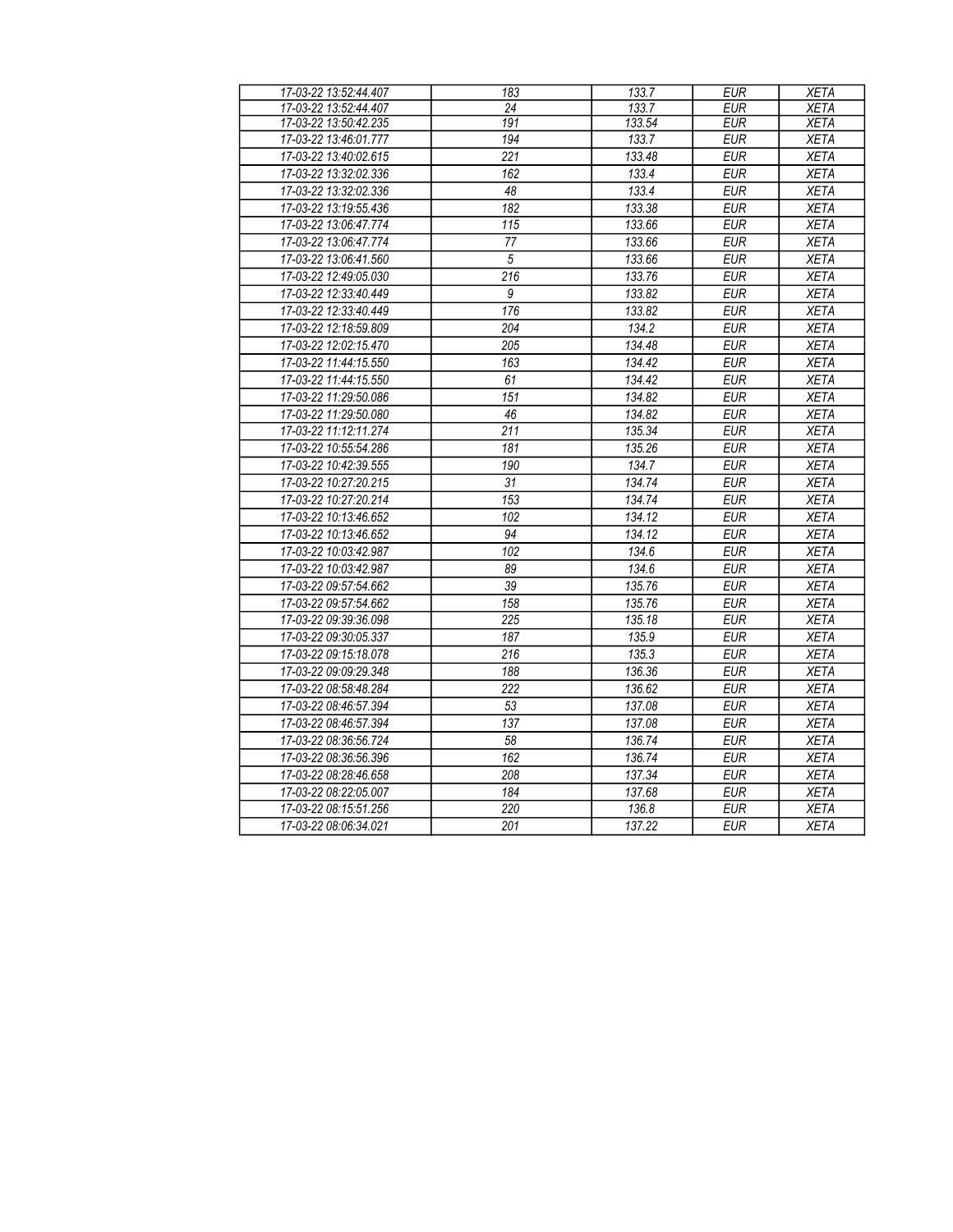| | | | | |
|---|---|---|---|---|
| 17-03-22 13:52:44.407 | 183 | 133.7 | EUR | XETA |
| 17-03-22 13:52:44.407 | 24 | 133.7 | EUR | XETA |
| 17-03-22 13:50:42.235 | 191 | 133.54 | EUR | XETA |
| 17-03-22 13:46:01.777 | 194 | 133.7 | EUR | XETA |
| 17-03-22 13:40:02.615 | 221 | 133.48 | EUR | XETA |
| 17-03-22 13:32:02.336 | 162 | 133.4 | EUR | XETA |
| 17-03-22 13:32:02.336 | 48 | 133.4 | EUR | XETA |
| 17-03-22 13:19:55.436 | 182 | 133.38 | EUR | XETA |
| 17-03-22 13:06:47.774 | 115 | 133.66 | EUR | XETA |
| 17-03-22 13:06:47.774 | 77 | 133.66 | EUR | XETA |
| 17-03-22 13:06:41.560 | 5 | 133.66 | EUR | XETA |
| 17-03-22 12:49:05.030 | 216 | 133.76 | EUR | XETA |
| 17-03-22 12:33:40.449 | 9 | 133.82 | EUR | XETA |
| 17-03-22 12:33:40.449 | 176 | 133.82 | EUR | XETA |
| 17-03-22 12:18:59.809 | 204 | 134.2 | EUR | XETA |
| 17-03-22 12:02:15.470 | 205 | 134.48 | EUR | XETA |
| 17-03-22 11:44:15.550 | 163 | 134.42 | EUR | XETA |
| 17-03-22 11:44:15.550 | 61 | 134.42 | EUR | XETA |
| 17-03-22 11:29:50.086 | 151 | 134.82 | EUR | XETA |
| 17-03-22 11:29:50.080 | 46 | 134.82 | EUR | XETA |
| 17-03-22 11:12:11.274 | 211 | 135.34 | EUR | XETA |
| 17-03-22 10:55:54.286 | 181 | 135.26 | EUR | XETA |
| 17-03-22 10:42:39.555 | 190 | 134.7 | EUR | XETA |
| 17-03-22 10:27:20.215 | 31 | 134.74 | EUR | XETA |
| 17-03-22 10:27:20.214 | 153 | 134.74 | EUR | XETA |
| 17-03-22 10:13:46.652 | 102 | 134.12 | EUR | XETA |
| 17-03-22 10:13:46.652 | 94 | 134.12 | EUR | XETA |
| 17-03-22 10:03:42.987 | 102 | 134.6 | EUR | XETA |
| 17-03-22 10:03:42.987 | 89 | 134.6 | EUR | XETA |
| 17-03-22 09:57:54.662 | 39 | 135.76 | EUR | XETA |
| 17-03-22 09:57:54.662 | 158 | 135.76 | EUR | XETA |
| 17-03-22 09:39:36.098 | 225 | 135.18 | EUR | XETA |
| 17-03-22 09:30:05.337 | 187 | 135.9 | EUR | XETA |
| 17-03-22 09:15:18.078 | 216 | 135.3 | EUR | XETA |
| 17-03-22 09:09:29.348 | 188 | 136.36 | EUR | XETA |
| 17-03-22 08:58:48.284 | 222 | 136.62 | EUR | XETA |
| 17-03-22 08:46:57.394 | 53 | 137.08 | EUR | XETA |
| 17-03-22 08:46:57.394 | 137 | 137.08 | EUR | XETA |
| 17-03-22 08:36:56.724 | 58 | 136.74 | EUR | XETA |
| 17-03-22 08:36:56.396 | 162 | 136.74 | EUR | XETA |
| 17-03-22 08:28:46.658 | 208 | 137.34 | EUR | XETA |
| 17-03-22 08:22:05.007 | 184 | 137.68 | EUR | XETA |
| 17-03-22 08:15:51.256 | 220 | 136.8 | EUR | XETA |
| 17-03-22 08:06:34.021 | 201 | 137.22 | EUR | XETA |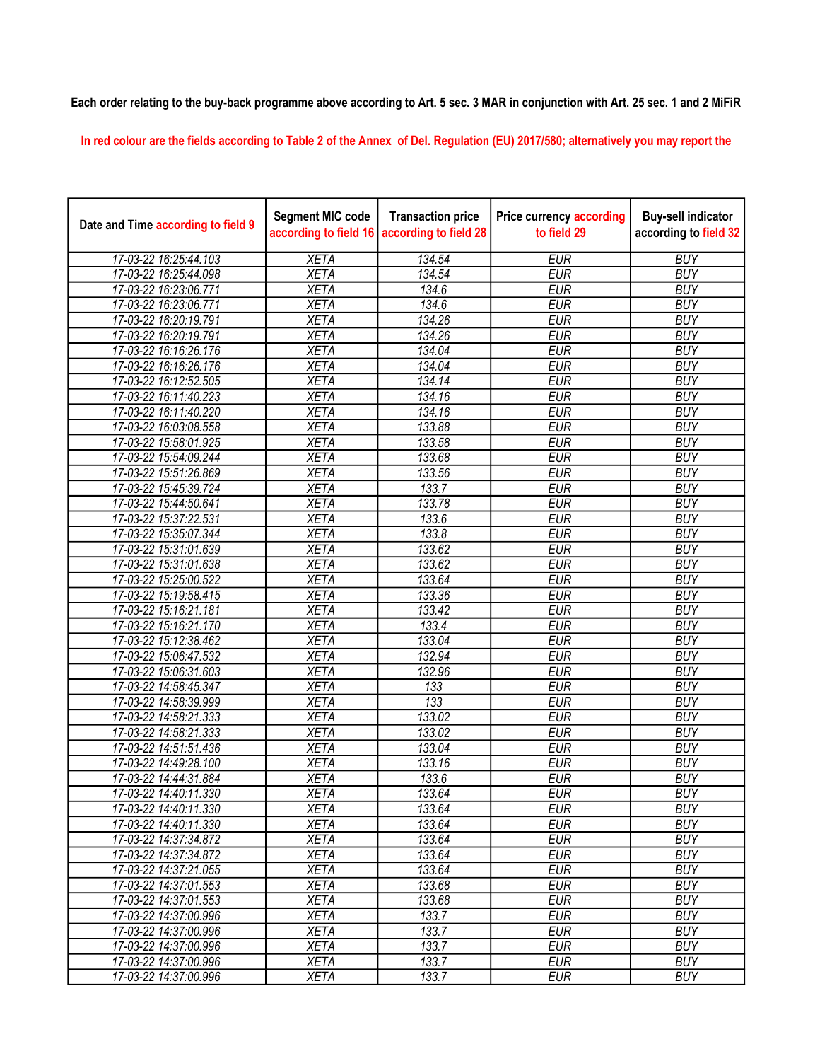Each order relating to the buy-back programme above according to Art. 5 sec. 3 MAR in conjunction with Art. 25 sec. 1 and 2 MiFiR

In red colour are the fields according to Table 2 of the Annex of Del. Regulation (EU) 2017/580; alternatively you may report the

| Date and Time according to field 9 | Segment MIC code according to field 16 | Transaction price according to field 28 | Price currency according to field 29 | Buy-sell indicator according to field 32 |
|---|---|---|---|---|
| 17-03-22 16:25:44.103 | XETA | 134.54 | EUR | BUY |
| 17-03-22 16:25:44.098 | XETA | 134.54 | EUR | BUY |
| 17-03-22 16:23:06.771 | XETA | 134.6 | EUR | BUY |
| 17-03-22 16:23:06.771 | XETA | 134.6 | EUR | BUY |
| 17-03-22 16:20:19.791 | XETA | 134.26 | EUR | BUY |
| 17-03-22 16:20:19.791 | XETA | 134.26 | EUR | BUY |
| 17-03-22 16:16:26.176 | XETA | 134.04 | EUR | BUY |
| 17-03-22 16:16:26.176 | XETA | 134.04 | EUR | BUY |
| 17-03-22 16:12:52.505 | XETA | 134.14 | EUR | BUY |
| 17-03-22 16:11:40.223 | XETA | 134.16 | EUR | BUY |
| 17-03-22 16:11:40.220 | XETA | 134.16 | EUR | BUY |
| 17-03-22 16:03:08.558 | XETA | 133.88 | EUR | BUY |
| 17-03-22 15:58:01.925 | XETA | 133.58 | EUR | BUY |
| 17-03-22 15:54:09.244 | XETA | 133.68 | EUR | BUY |
| 17-03-22 15:51:26.869 | XETA | 133.56 | EUR | BUY |
| 17-03-22 15:45:39.724 | XETA | 133.7 | EUR | BUY |
| 17-03-22 15:44:50.641 | XETA | 133.78 | EUR | BUY |
| 17-03-22 15:37:22.531 | XETA | 133.6 | EUR | BUY |
| 17-03-22 15:35:07.344 | XETA | 133.8 | EUR | BUY |
| 17-03-22 15:31:01.639 | XETA | 133.62 | EUR | BUY |
| 17-03-22 15:31:01.638 | XETA | 133.62 | EUR | BUY |
| 17-03-22 15:25:00.522 | XETA | 133.64 | EUR | BUY |
| 17-03-22 15:19:58.415 | XETA | 133.36 | EUR | BUY |
| 17-03-22 15:16:21.181 | XETA | 133.42 | EUR | BUY |
| 17-03-22 15:16:21.170 | XETA | 133.4 | EUR | BUY |
| 17-03-22 15:12:38.462 | XETA | 133.04 | EUR | BUY |
| 17-03-22 15:06:47.532 | XETA | 132.94 | EUR | BUY |
| 17-03-22 15:06:31.603 | XETA | 132.96 | EUR | BUY |
| 17-03-22 14:58:45.347 | XETA | 133 | EUR | BUY |
| 17-03-22 14:58:39.999 | XETA | 133 | EUR | BUY |
| 17-03-22 14:58:21.333 | XETA | 133.02 | EUR | BUY |
| 17-03-22 14:58:21.333 | XETA | 133.02 | EUR | BUY |
| 17-03-22 14:51:51.436 | XETA | 133.04 | EUR | BUY |
| 17-03-22 14:49:28.100 | XETA | 133.16 | EUR | BUY |
| 17-03-22 14:44:31.884 | XETA | 133.6 | EUR | BUY |
| 17-03-22 14:40:11.330 | XETA | 133.64 | EUR | BUY |
| 17-03-22 14:40:11.330 | XETA | 133.64 | EUR | BUY |
| 17-03-22 14:40:11.330 | XETA | 133.64 | EUR | BUY |
| 17-03-22 14:37:34.872 | XETA | 133.64 | EUR | BUY |
| 17-03-22 14:37:34.872 | XETA | 133.64 | EUR | BUY |
| 17-03-22 14:37:21.055 | XETA | 133.64 | EUR | BUY |
| 17-03-22 14:37:01.553 | XETA | 133.68 | EUR | BUY |
| 17-03-22 14:37:01.553 | XETA | 133.68 | EUR | BUY |
| 17-03-22 14:37:00.996 | XETA | 133.7 | EUR | BUY |
| 17-03-22 14:37:00.996 | XETA | 133.7 | EUR | BUY |
| 17-03-22 14:37:00.996 | XETA | 133.7 | EUR | BUY |
| 17-03-22 14:37:00.996 | XETA | 133.7 | EUR | BUY |
| 17-03-22 14:37:00.996 | XETA | 133.7 | EUR | BUY |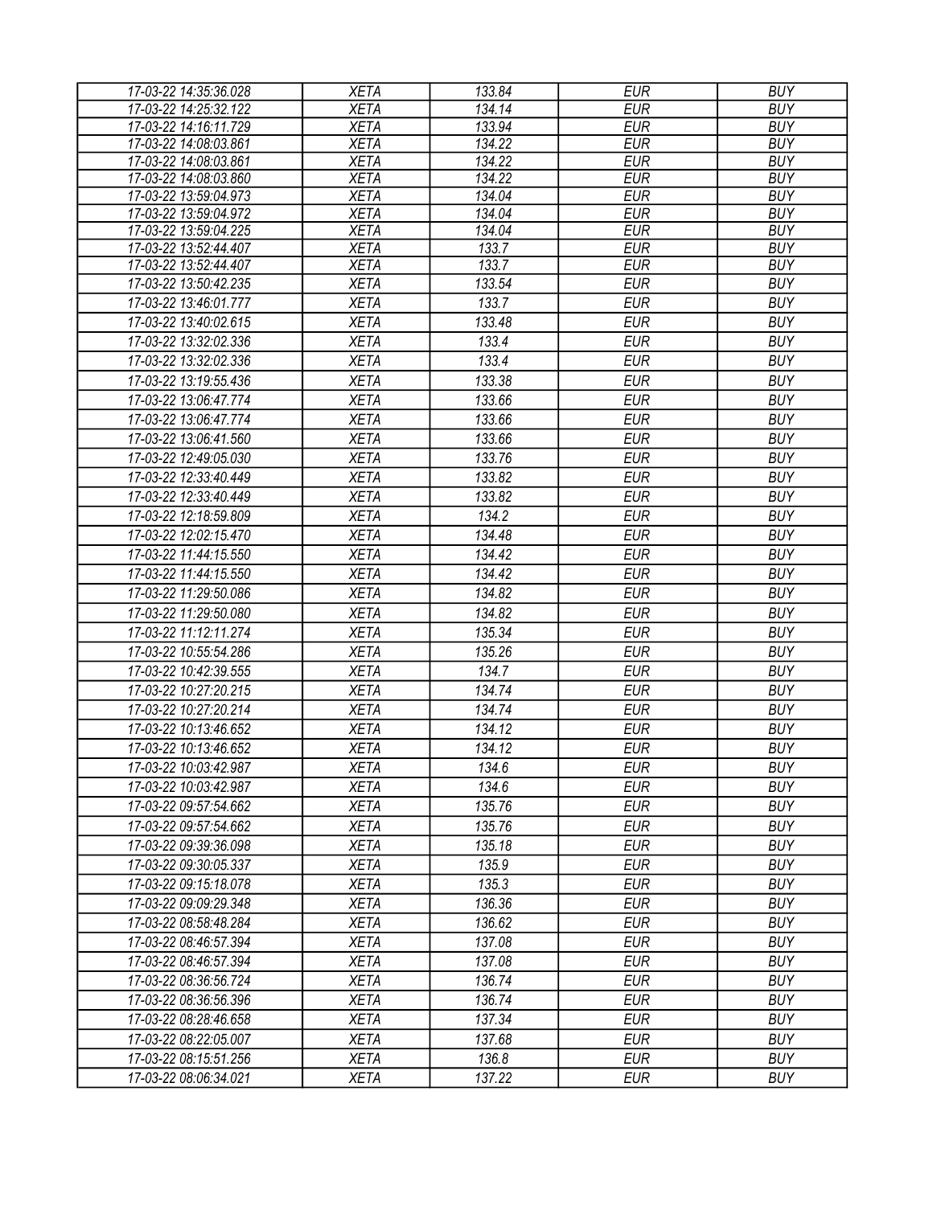| | | | | |
|---|---|---|---|---|
| 17-03-22 14:35:36.028 | XETA | 133.84 | EUR | BUY |
| 17-03-22 14:25:32.122 | XETA | 134.14 | EUR | BUY |
| 17-03-22 14:16:11.729 | XETA | 133.94 | EUR | BUY |
| 17-03-22 14:08:03.861 | XETA | 134.22 | EUR | BUY |
| 17-03-22 14:08:03.861 | XETA | 134.22 | EUR | BUY |
| 17-03-22 14:08:03.860 | XETA | 134.22 | EUR | BUY |
| 17-03-22 13:59:04.973 | XETA | 134.04 | EUR | BUY |
| 17-03-22 13:59:04.972 | XETA | 134.04 | EUR | BUY |
| 17-03-22 13:59:04.225 | XETA | 134.04 | EUR | BUY |
| 17-03-22 13:52:44.407 | XETA | 133.7 | EUR | BUY |
| 17-03-22 13:52:44.407 | XETA | 133.7 | EUR | BUY |
| 17-03-22 13:50:42.235 | XETA | 133.54 | EUR | BUY |
| 17-03-22 13:46:01.777 | XETA | 133.7 | EUR | BUY |
| 17-03-22 13:40:02.615 | XETA | 133.48 | EUR | BUY |
| 17-03-22 13:32:02.336 | XETA | 133.4 | EUR | BUY |
| 17-03-22 13:32:02.336 | XETA | 133.4 | EUR | BUY |
| 17-03-22 13:19:55.436 | XETA | 133.38 | EUR | BUY |
| 17-03-22 13:06:47.774 | XETA | 133.66 | EUR | BUY |
| 17-03-22 13:06:47.774 | XETA | 133.66 | EUR | BUY |
| 17-03-22 13:06:41.560 | XETA | 133.66 | EUR | BUY |
| 17-03-22 12:49:05.030 | XETA | 133.76 | EUR | BUY |
| 17-03-22 12:33:40.449 | XETA | 133.82 | EUR | BUY |
| 17-03-22 12:33:40.449 | XETA | 133.82 | EUR | BUY |
| 17-03-22 12:18:59.809 | XETA | 134.2 | EUR | BUY |
| 17-03-22 12:02:15.470 | XETA | 134.48 | EUR | BUY |
| 17-03-22 11:44:15.550 | XETA | 134.42 | EUR | BUY |
| 17-03-22 11:44:15.550 | XETA | 134.42 | EUR | BUY |
| 17-03-22 11:29:50.086 | XETA | 134.82 | EUR | BUY |
| 17-03-22 11:29:50.080 | XETA | 134.82 | EUR | BUY |
| 17-03-22 11:12:11.274 | XETA | 135.34 | EUR | BUY |
| 17-03-22 10:55:54.286 | XETA | 135.26 | EUR | BUY |
| 17-03-22 10:42:39.555 | XETA | 134.7 | EUR | BUY |
| 17-03-22 10:27:20.215 | XETA | 134.74 | EUR | BUY |
| 17-03-22 10:27:20.214 | XETA | 134.74 | EUR | BUY |
| 17-03-22 10:13:46.652 | XETA | 134.12 | EUR | BUY |
| 17-03-22 10:13:46.652 | XETA | 134.12 | EUR | BUY |
| 17-03-22 10:03:42.987 | XETA | 134.6 | EUR | BUY |
| 17-03-22 10:03:42.987 | XETA | 134.6 | EUR | BUY |
| 17-03-22 09:57:54.662 | XETA | 135.76 | EUR | BUY |
| 17-03-22 09:57:54.662 | XETA | 135.76 | EUR | BUY |
| 17-03-22 09:39:36.098 | XETA | 135.18 | EUR | BUY |
| 17-03-22 09:30:05.337 | XETA | 135.9 | EUR | BUY |
| 17-03-22 09:15:18.078 | XETA | 135.3 | EUR | BUY |
| 17-03-22 09:09:29.348 | XETA | 136.36 | EUR | BUY |
| 17-03-22 08:58:48.284 | XETA | 136.62 | EUR | BUY |
| 17-03-22 08:46:57.394 | XETA | 137.08 | EUR | BUY |
| 17-03-22 08:46:57.394 | XETA | 137.08 | EUR | BUY |
| 17-03-22 08:36:56.724 | XETA | 136.74 | EUR | BUY |
| 17-03-22 08:36:56.396 | XETA | 136.74 | EUR | BUY |
| 17-03-22 08:28:46.658 | XETA | 137.34 | EUR | BUY |
| 17-03-22 08:22:05.007 | XETA | 137.68 | EUR | BUY |
| 17-03-22 08:15:51.256 | XETA | 136.8 | EUR | BUY |
| 17-03-22 08:06:34.021 | XETA | 137.22 | EUR | BUY |